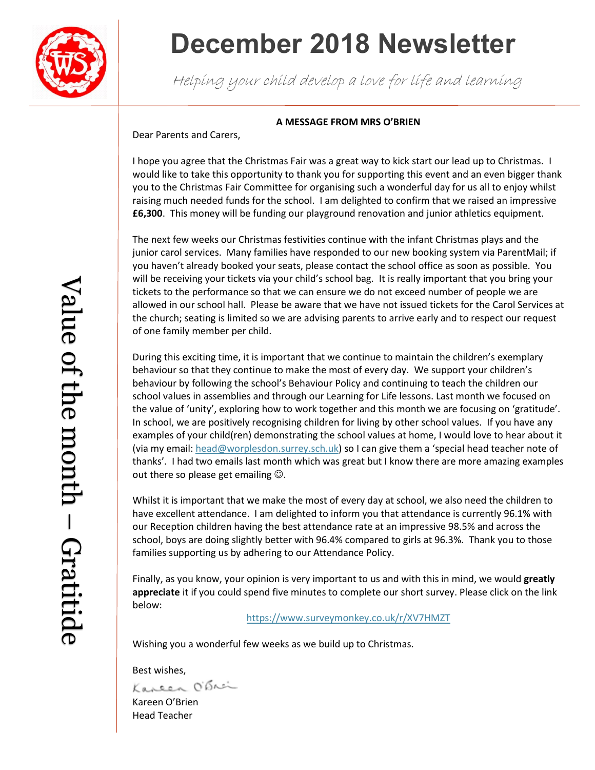# December 2018 Newsletter

*Helping your child develop a love for life and learning*

Value of the month – Gratitide

**A MESSAGE FROM MRS O'BRIEN**

Dear Parents and Carers,

I hope you agree that the Christmas Fair was a great way to kick start our lead up to Christmas. I would like to take this opportunity to thank you for supporting this event and an even bigger thank you to the Christmas Fair Committee for organising such a wonderful day for us all to enjoy whilst raising much needed funds for the school. I am delighted to confirm that we raised an impressive **£6,300**. This money will be funding our playground renovation and junior athletics equipment.

The next few weeks our Christmas festivities continue with the infant Christmas plays and the junior carol services. Many families have responded to our new booking system via ParentMail; if you haven't already booked your seats, please contact the school office as soon as possible. You will be receiving your tickets via your child's school bag. It is really important that you bring your tickets to the performance so that we can ensure we do not exceed number of people we are allowed in our school hall. Please be aware that we have not issued tickets for the Carol Services at the church; seating is limited so we are advising parents to arrive early and to respect our request of one family member per child.

During this exciting time, it is important that we continue to maintain the children's exemplary behaviour so that they continue to make the most of every day. We support your children's behaviour by following the school's Behaviour Policy and continuing to teach the children our school values in assemblies and through our Learning for Life lessons. Last month we focused on the value of 'unity', exploring how to work together and this month we are focusing on 'gratitude'. In school, we are positively recognising children for living by other school values. If you have any examples of your child(ren) demonstrating the school values at home, I would love to hear about it (via my email: [head@worplesdon.surrey.sch.uk](mailto:head@worplesdon.surrey.sch.uk)) so I can give them a 'special head teacher note of thanks'. I had two emails last month which was great but I know there are more amazing examples out there so please get emailing ☺.

Whilst it is important that we make the most of every day at school, we also need the children to have excellent attendance. I am delighted to inform you that attendance is currently 96.1% with our Reception children having the best attendance rate at an impressive 98.5% and across the school, boys are doing slightly better with 96.4% compared to girls at 96.3%. Thank you to those families supporting us by adhering to our Attendance Policy.

Finally, as you know, your opinion is very important to us and with this in mind, we would **greatly appreciate** it if you could spend five minutes to complete our short survey. Please click on the link below:

[https://www.surveymonkey.co.uk/r/XV7HMZT](https://www.surveymonkey.co.uk/r/XV7HMZT)

Wishing you a wonderful few weeks as we build up to Christmas.

Best wishes,

Kareen O'Brien

Kareen O'Brien
Head Teacher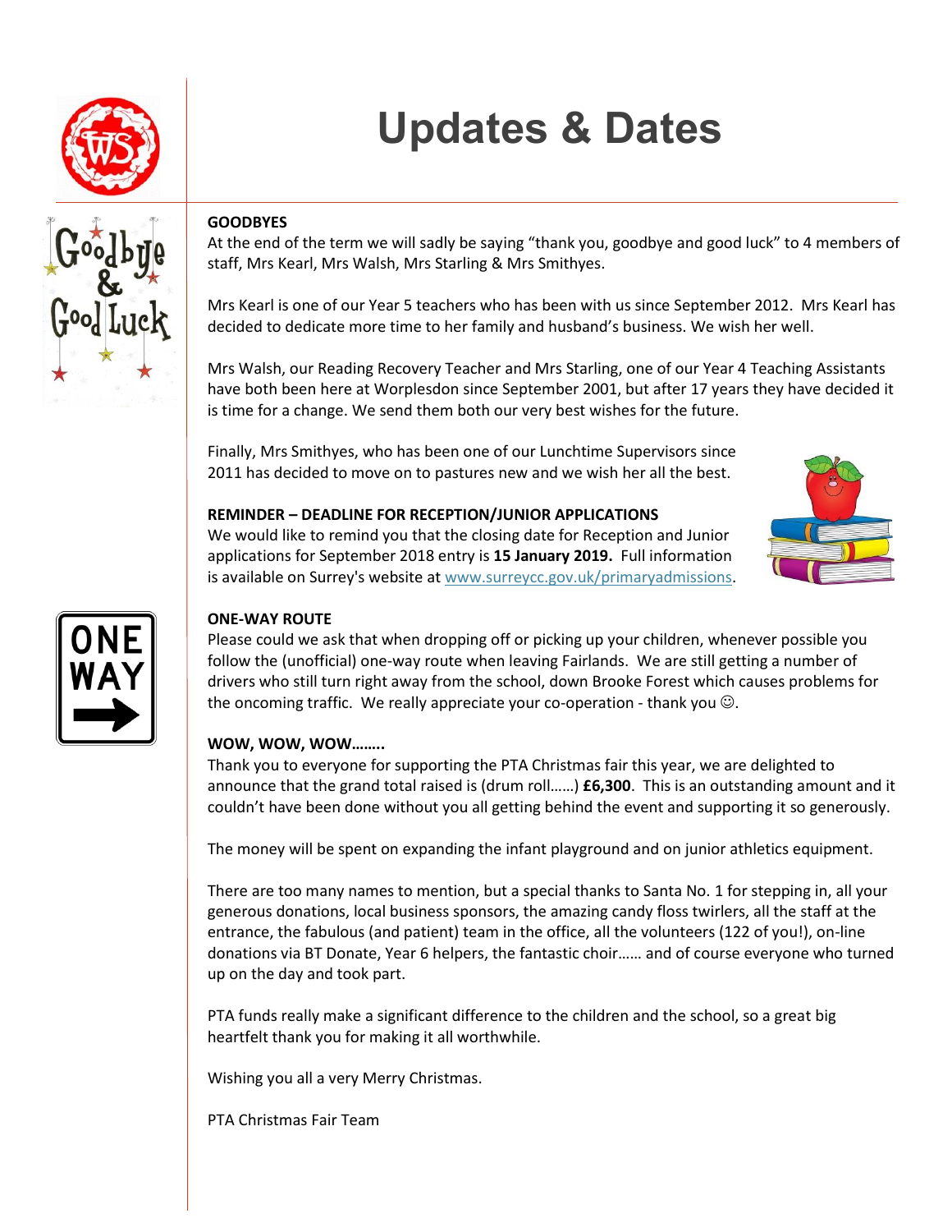# Updates & Dates

**GOODBYES**

At the end of the term we will sadly be saying "thank you, goodbye and good luck" to 4 members of staff, Mrs Kearl, Mrs Walsh, Mrs Starling & Mrs Smithyes.

Mrs Kearl is one of our Year 5 teachers who has been with us since September 2012. Mrs Kearl has decided to dedicate more time to her family and husband's business. We wish her well.

Mrs Walsh, our Reading Recovery Teacher and Mrs Starling, one of our Year 4 Teaching Assistants have both been here at Worplesdon since September 2001, but after 17 years they have decided it is time for a change. We send them both our very best wishes for the future.

Finally, Mrs Smithyes, who has been one of our Lunchtime Supervisors since 2011 has decided to move on to pastures new and we wish her all the best.

**REMINDER – DEADLINE FOR RECEPTION/JUNIOR APPLICATIONS**

We would like to remind you that the closing date for Reception and Junior applications for September 2018 entry is **15 January 2019.** Full information is available on Surrey's website at www.surreycc.gov.uk/primaryadmissions.

**ONE-WAY ROUTE**

Please could we ask that when dropping off or picking up your children, whenever possible you follow the (unofficial) one-way route when leaving Fairlands. We are still getting a number of drivers who still turn right away from the school, down Brooke Forest which causes problems for the oncoming traffic. We really appreciate your co-operation - thank you ☺.

**WOW, WOW, WOW……..**

Thank you to everyone for supporting the PTA Christmas fair this year, we are delighted to announce that the grand total raised is (drum roll……) **£6,300**. This is an outstanding amount and it couldn't have been done without you all getting behind the event and supporting it so generously.

The money will be spent on expanding the infant playground and on junior athletics equipment.

There are too many names to mention, but a special thanks to Santa No. 1 for stepping in, all your generous donations, local business sponsors, the amazing candy floss twirlers, all the staff at the entrance, the fabulous (and patient) team in the office, all the volunteers (122 of you!), on-line donations via BT Donate, Year 6 helpers, the fantastic choir…… and of course everyone who turned up on the day and took part.

PTA funds really make a significant difference to the children and the school, so a great big heartfelt thank you for making it all worthwhile.

Wishing you all a very Merry Christmas.

PTA Christmas Fair Team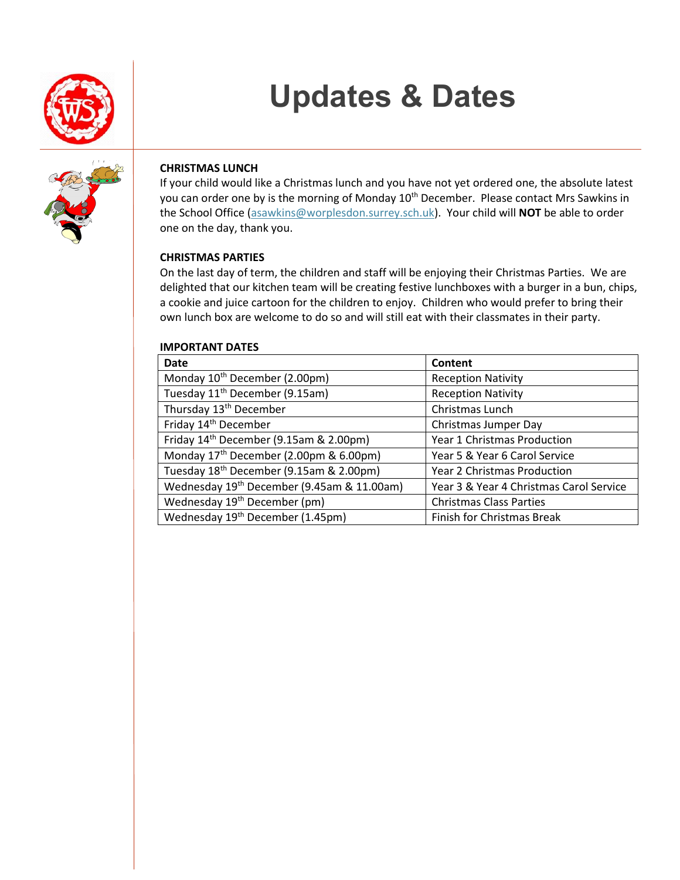# Updates & Dates

**CHRISTMAS LUNCH**

If your child would like a Christmas lunch and you have not yet ordered one, the absolute latest you can order one by is the morning of Monday 10th December. Please contact Mrs Sawkins in the School Office (asawkins@worplesdon.surrey.sch.uk). Your child will **NOT** be able to order one on the day, thank you.

**CHRISTMAS PARTIES**

On the last day of term, the children and staff will be enjoying their Christmas Parties. We are delighted that our kitchen team will be creating festive lunchboxes with a burger in a bun, chips, a cookie and juice cartoon for the children to enjoy. Children who would prefer to bring their own lunch box are welcome to do so and will still eat with their classmates in their party.

**IMPORTANT DATES**

| Date | Content |
|---|---|
| Monday 10th December (2.00pm) | Reception Nativity |
| Tuesday 11th December (9.15am) | Reception Nativity |
| Thursday 13th December | Christmas Lunch |
| Friday 14th December | Christmas Jumper Day |
| Friday 14th December (9.15am & 2.00pm) | Year 1 Christmas Production |
| Monday 17th December (2.00pm & 6.00pm) | Year 5 & Year 6 Carol Service |
| Tuesday 18th December (9.15am & 2.00pm) | Year 2 Christmas Production |
| Wednesday 19th December (9.45am & 11.00am) | Year 3 & Year 4 Christmas Carol Service |
| Wednesday 19th December (pm) | Christmas Class Parties |
| Wednesday 19th December (1.45pm) | Finish for Christmas Break |